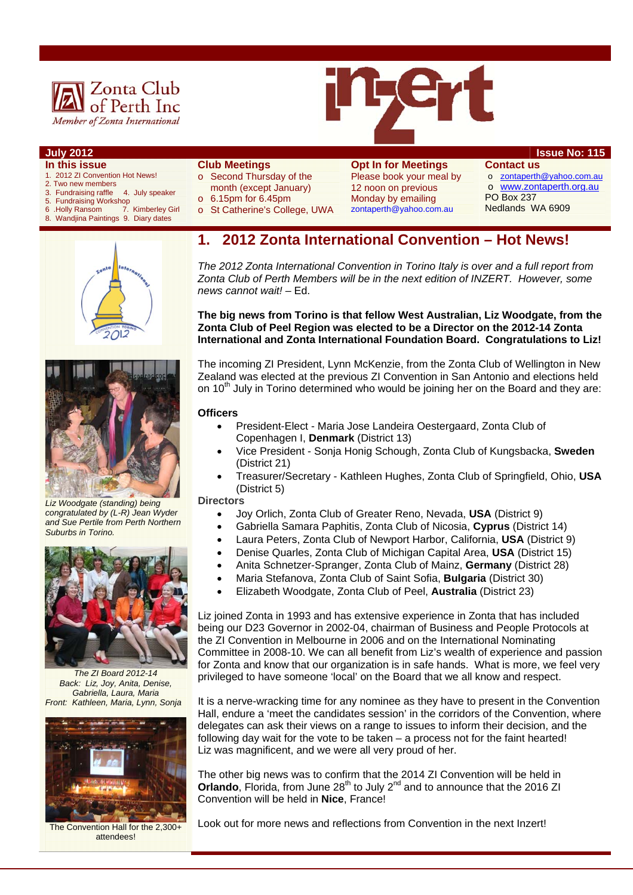Zonta Club of Perth Inc
*Member of Zonta International*

# inzert

**July 2012** — **Issue No: 115**

**In this issue**

1. 2012 ZI Convention Hot News!
2. Two new members
3. Fundraising raffle
4. July speaker
5. Fundraising Workshop
6. Holly Ransom
7. Kimberley Girl
8. Wandjina Paintings
9. Diary dates

**Club Meetings**

- Second Thursday of the month (except January)
- 6.15pm for 6.45pm
- St Catherine's College, UWA

**Opt In for Meetings**

Please book your meal by 12 noon on previous Monday by emailing zontaperth@yahoo.com.au

**Contact us**

- zontaperth@yahoo.com.au
- www.zontaperth.org.au

PO Box 237
Nedlands WA 6909

## 1. 2012 Zonta International Convention – Hot News!

*The 2012 Zonta International Convention in Torino Italy is over and a full report from Zonta Club of Perth Members will be in the next edition of INZERT. However, some news cannot wait!* – Ed.

**The big news from Torino is that fellow West Australian, Liz Woodgate, from the Zonta Club of Peel Region was elected to be a Director on the 2012-14 Zonta International and Zonta International Foundation Board. Congratulations to Liz!**

The incoming ZI President, Lynn McKenzie, from the Zonta Club of Wellington in New Zealand was elected at the previous ZI Convention in San Antonio and elections held on 10th July in Torino determined who would be joining her on the Board and they are:

**Officers**

- President-Elect - Maria Jose Landeira Oestergaard, Zonta Club of Copenhagen I, **Denmark** (District 13)
- Vice President - Sonja Honig Schough, Zonta Club of Kungsbacka, **Sweden** (District 21)
- Treasurer/Secretary - Kathleen Hughes, Zonta Club of Springfield, Ohio, **USA** (District 5)

**Directors**

- Joy Orlich, Zonta Club of Greater Reno, Nevada, **USA** (District 9)
- Gabriella Samara Paphitis, Zonta Club of Nicosia, **Cyprus** (District 14)
- Laura Peters, Zonta Club of Newport Harbor, California, **USA** (District 9)
- Denise Quarles, Zonta Club of Michigan Capital Area, **USA** (District 15)
- Anita Schnetzer-Spranger, Zonta Club of Mainz, **Germany** (District 28)
- Maria Stefanova, Zonta Club of Saint Sofia, **Bulgaria** (District 30)
- Elizabeth Woodgate, Zonta Club of Peel, **Australia** (District 23)

Liz joined Zonta in 1993 and has extensive experience in Zonta that has included being our D23 Governor in 2002-04, chairman of Business and People Protocols at the ZI Convention in Melbourne in 2006 and on the International Nominating Committee in 2008-10. We can all benefit from Liz's wealth of experience and passion for Zonta and know that our organization is in safe hands. What is more, we feel very privileged to have someone 'local' on the Board that we all know and respect.

It is a nerve-wracking time for any nominee as they have to present in the Convention Hall, endure a 'meet the candidates session' in the corridors of the Convention, where delegates can ask their views on a range to issues to inform their decision, and the following day wait for the vote to be taken – a process not for the faint hearted! Liz was magnificent, and we were all very proud of her.

The other big news was to confirm that the 2014 ZI Convention will be held in **Orlando**, Florida, from June 28th to July 2nd and to announce that the 2016 ZI Convention will be held in **Nice**, France!

Look out for more news and reflections from Convention in the next Inzert!

*Liz Woodgate (standing) being congratulated by (L-R) Jean Wyder and Sue Pertile from Perth Northern Suburbs in Torino.*

*The ZI Board 2012-14*
*Back: Liz, Joy, Anita, Denise, Gabriella, Laura, Maria*
*Front: Kathleen, Maria, Lynn, Sonja*

The Convention Hall for the 2,300+ attendees!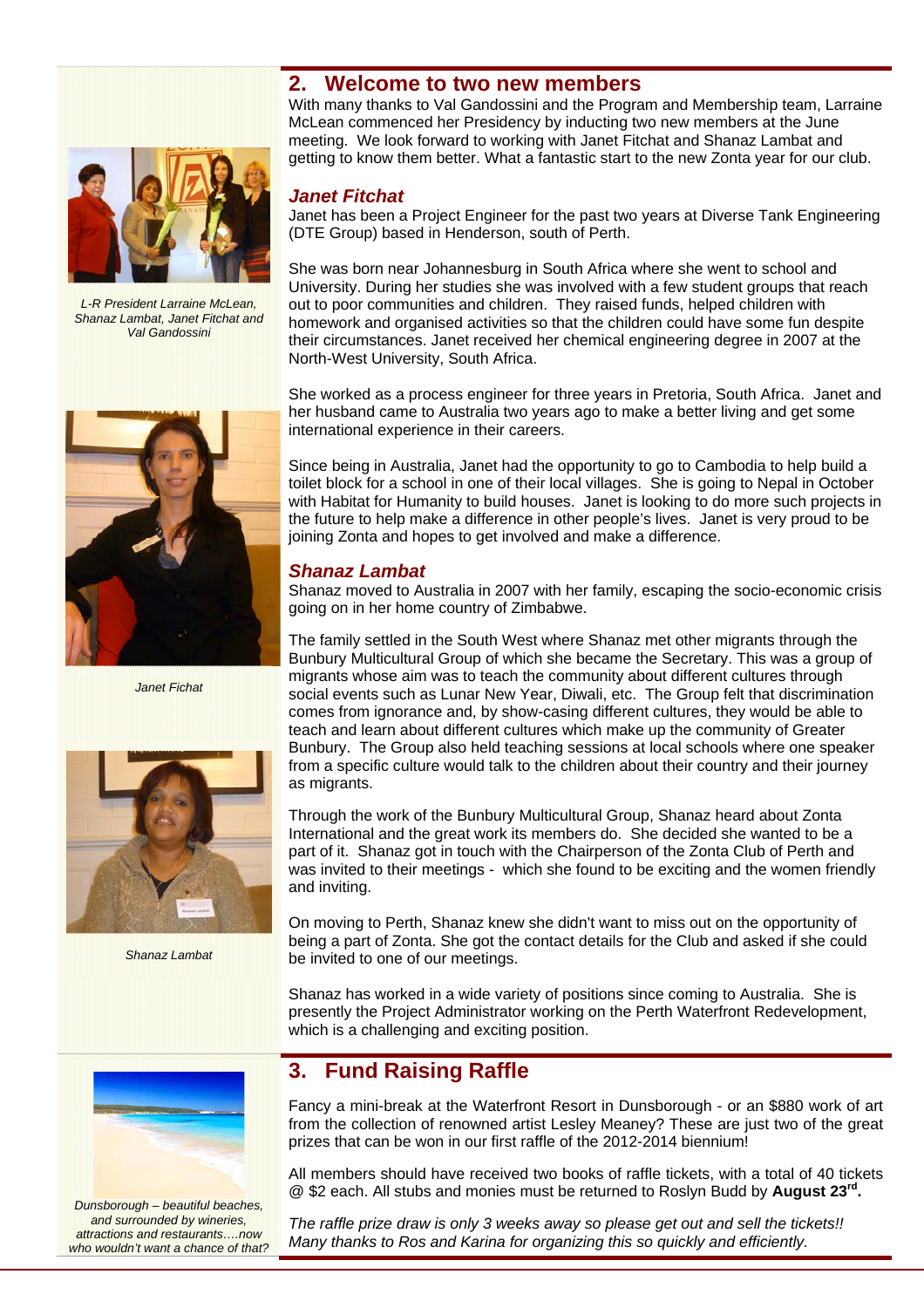## 2. Welcome to two new members

With many thanks to Val Gandossini and the Program and Membership team, Larraine McLean commenced her Presidency by inducting two new members at the June meeting. We look forward to working with Janet Fitchat and Shanaz Lambat and getting to know them better. What a fantastic start to the new Zonta year for our club.

*L-R President Larraine McLean, Shanaz Lambat, Janet Fitchat and Val Gandossini*

### *Janet Fitchat*

Janet has been a Project Engineer for the past two years at Diverse Tank Engineering (DTE Group) based in Henderson, south of Perth.

She was born near Johannesburg in South Africa where she went to school and University. During her studies she was involved with a few student groups that reach out to poor communities and children. They raised funds, helped children with homework and organised activities so that the children could have some fun despite their circumstances. Janet received her chemical engineering degree in 2007 at the North-West University, South Africa.

She worked as a process engineer for three years in Pretoria, South Africa. Janet and her husband came to Australia two years ago to make a better living and get some international experience in their careers.

Since being in Australia, Janet had the opportunity to go to Cambodia to help build a toilet block for a school in one of their local villages. She is going to Nepal in October with Habitat for Humanity to build houses. Janet is looking to do more such projects in the future to help make a difference in other people's lives. Janet is very proud to be joining Zonta and hopes to get involved and make a difference.

*Janet Fichat*

### *Shanaz Lambat*

Shanaz moved to Australia in 2007 with her family, escaping the socio-economic crisis going on in her home country of Zimbabwe.

The family settled in the South West where Shanaz met other migrants through the Bunbury Multicultural Group of which she became the Secretary. This was a group of migrants whose aim was to teach the community about different cultures through social events such as Lunar New Year, Diwali, etc. The Group felt that discrimination comes from ignorance and, by show-casing different cultures, they would be able to teach and learn about different cultures which make up the community of Greater Bunbury. The Group also held teaching sessions at local schools where one speaker from a specific culture would talk to the children about their country and their journey as migrants.

Through the work of the Bunbury Multicultural Group, Shanaz heard about Zonta International and the great work its members do. She decided she wanted to be a part of it. Shanaz got in touch with the Chairperson of the Zonta Club of Perth and was invited to their meetings - which she found to be exciting and the women friendly and inviting.

On moving to Perth, Shanaz knew she didn't want to miss out on the opportunity of being a part of Zonta. She got the contact details for the Club and asked if she could be invited to one of our meetings.

Shanaz has worked in a wide variety of positions since coming to Australia. She is presently the Project Administrator working on the Perth Waterfront Redevelopment, which is a challenging and exciting position.

*Shanaz Lambat*

## 3. Fund Raising Raffle

Fancy a mini-break at the Waterfront Resort in Dunsborough - or an $880 work of art from the collection of renowned artist Lesley Meaney? These are just two of the great prizes that can be won in our first raffle of the 2012-2014 biennium!

All members should have received two books of raffle tickets, with a total of 40 tickets @ $2 each. All stubs and monies must be returned to Roslyn Budd by **August 23rd.**

*The raffle prize draw is only 3 weeks away so please get out and sell the tickets!! Many thanks to Ros and Karina for organizing this so quickly and efficiently.*

*Dunsborough – beautiful beaches, and surrounded by wineries, attractions and restaurants….now who wouldn't want a chance of that?*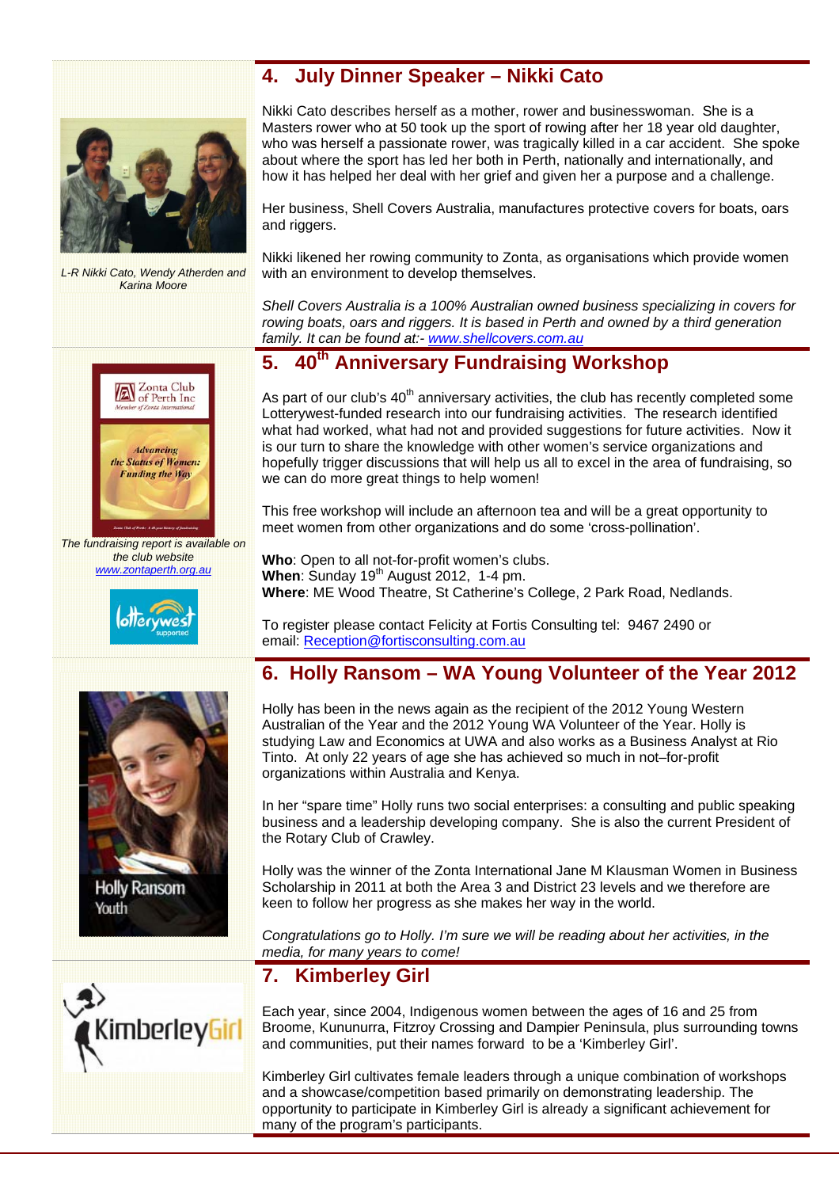## 4. July Dinner Speaker – Nikki Cato

*L-R Nikki Cato, Wendy Atherden and Karina Moore*

Nikki Cato describes herself as a mother, rower and businesswoman. She is a Masters rower who at 50 took up the sport of rowing after her 18 year old daughter, who was herself a passionate rower, was tragically killed in a car accident. She spoke about where the sport has led her both in Perth, nationally and internationally, and how it has helped her deal with her grief and given her a purpose and a challenge.

Her business, Shell Covers Australia, manufactures protective covers for boats, oars and riggers.

Nikki likened her rowing community to Zonta, as organisations which provide women with an environment to develop themselves.

*Shell Covers Australia is a 100% Australian owned business specializing in covers for rowing boats, oars and riggers. It is based in Perth and owned by a third generation family. It can be found at:- www.shellcovers.com.au*

## 5. 40th Anniversary Fundraising Workshop

*The fundraising report is available on the club website www.zontaperth.org.au*

As part of our club's 40th anniversary activities, the club has recently completed some Lotterywest-funded research into our fundraising activities. The research identified what had worked, what had not and provided suggestions for future activities. Now it is our turn to share the knowledge with other women's service organizations and hopefully trigger discussions that will help us all to excel in the area of fundraising, so we can do more great things to help women!

This free workshop will include an afternoon tea and will be a great opportunity to meet women from other organizations and do some 'cross-pollination'.

**Who**: Open to all not-for-profit women's clubs.
**When**: Sunday 19th August 2012, 1-4 pm.
**Where**: ME Wood Theatre, St Catherine's College, 2 Park Road, Nedlands.

To register please contact Felicity at Fortis Consulting tel: 9467 2490 or email: Reception@fortisconsulting.com.au

## 6. Holly Ransom – WA Young Volunteer of the Year 2012

Holly has been in the news again as the recipient of the 2012 Young Western Australian of the Year and the 2012 Young WA Volunteer of the Year. Holly is studying Law and Economics at UWA and also works as a Business Analyst at Rio Tinto. At only 22 years of age she has achieved so much in not–for-profit organizations within Australia and Kenya.

In her "spare time" Holly runs two social enterprises: a consulting and public speaking business and a leadership developing company. She is also the current President of the Rotary Club of Crawley.

Holly was the winner of the Zonta International Jane M Klausman Women in Business Scholarship in 2011 at both the Area 3 and District 23 levels and we therefore are keen to follow her progress as she makes her way in the world.

*Congratulations go to Holly. I'm sure we will be reading about her activities, in the media, for many years to come!*

## 7. Kimberley Girl

Each year, since 2004, Indigenous women between the ages of 16 and 25 from Broome, Kununurra, Fitzroy Crossing and Dampier Peninsula, plus surrounding towns and communities, put their names forward to be a 'Kimberley Girl'.

Kimberley Girl cultivates female leaders through a unique combination of workshops and a showcase/competition based primarily on demonstrating leadership. The opportunity to participate in Kimberley Girl is already a significant achievement for many of the program's participants.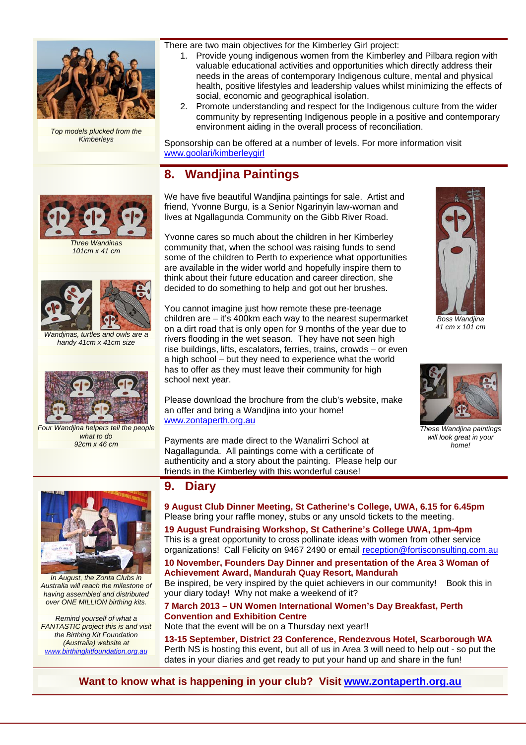Top models plucked from the Kimberleys

There are two main objectives for the Kimberley Girl project:

1. Provide young indigenous women from the Kimberley and Pilbara region with valuable educational activities and opportunities which directly address their needs in the areas of contemporary Indigenous culture, mental and physical health, positive lifestyles and leadership values whilst minimizing the effects of social, economic and geographical isolation.
2. Promote understanding and respect for the Indigenous culture from the wider community by representing Indigenous people in a positive and contemporary environment aiding in the overall process of reconciliation.

Sponsorship can be offered at a number of levels. For more information visit www.goolari/kimberleygirl

## 8. Wandjina Paintings

We have five beautiful Wandjina paintings for sale. Artist and friend, Yvonne Burgu, is a Senior Ngarinyin law-woman and lives at Ngallagunda Community on the Gibb River Road.

Yvonne cares so much about the children in her Kimberley community that, when the school was raising funds to send some of the children to Perth to experience what opportunities are available in the wider world and hopefully inspire them to think about their future education and career direction, she decided to do something to help and got out her brushes.

You cannot imagine just how remote these pre-teenage children are – it's 400km each way to the nearest supermarket on a dirt road that is only open for 9 months of the year due to rivers flooding in the wet season. They have not seen high rise buildings, lifts, escalators, ferries, trains, crowds – or even a high school – but they need to experience what the world has to offer as they must leave their community for high school next year.

Please download the brochure from the club's website, make an offer and bring a Wandjina into your home! www.zontaperth.org.au

Payments are made direct to the Wanalirri School at Nagallagunda. All paintings come with a certificate of authenticity and a story about the painting. Please help our friends in the Kimberley with this wonderful cause!

*Three Wandinas*
*101cm x 41 cm*

*Wandjinas, turtles and owls are a handy 41cm x 41cm size*

*Four Wandjina helpers tell the people what to do*
*92cm x 46 cm*

*Boss Wandjina*
*41 cm x 101 cm*

*These Wandjina paintings will look great in your home!*

## 9. Diary

**9 August Club Dinner Meeting, St Catherine's College, UWA, 6.15 for 6.45pm**
Please bring your raffle money, stubs or any unsold tickets to the meeting.

**19 August Fundraising Workshop, St Catherine's College UWA, 1pm-4pm**
This is a great opportunity to cross pollinate ideas with women from other service organizations! Call Felicity on 9467 2490 or email reception@fortisconsulting.com.au

**10 November, Founders Day Dinner and presentation of the Area 3 Woman of Achievement Award, Mandurah Quay Resort, Mandurah**
Be inspired, be very inspired by the quiet achievers in our community! Book this in your diary today! Why not make a weekend of it?

**7 March 2013 – UN Women International Women's Day Breakfast, Perth Convention and Exhibition Centre**
Note that the event will be on a Thursday next year!!

**13-15 September, District 23 Conference, Rendezvous Hotel, Scarborough WA**
Perth NS is hosting this event, but all of us in Area 3 will need to help out - so put the dates in your diaries and get ready to put your hand up and share in the fun!

*In August, the Zonta Clubs in Australia will reach the milestone of having assembled and distributed over ONE MILLION birthing kits.*

*Remind yourself of what a FANTASTIC project this is and visit the Birthing Kit Foundation (Australia) website at www.birthingkitfoundation.org.au*

**Want to know what is happening in your club? Visit www.zontaperth.org.au**